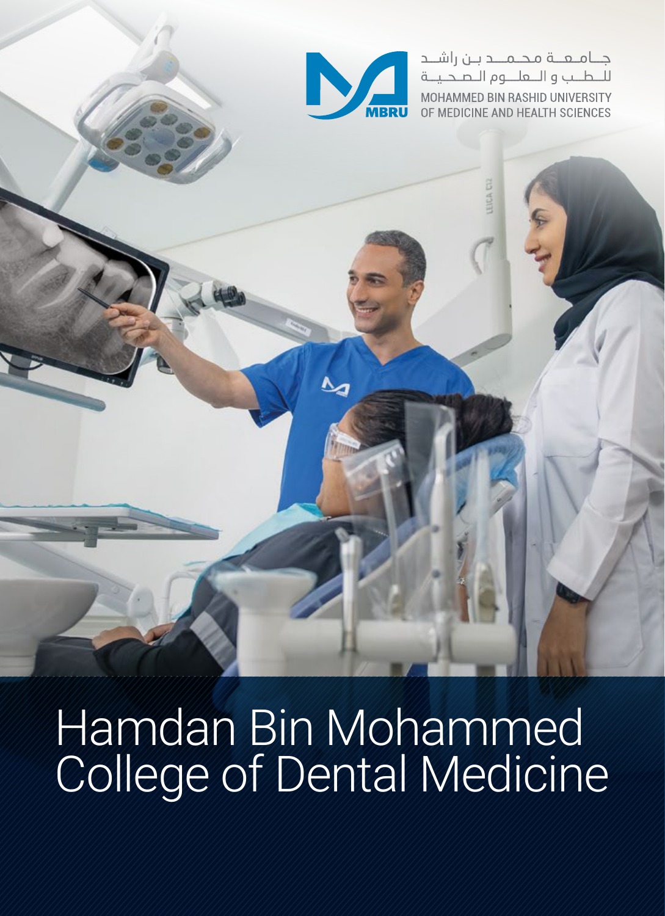جـامـعـة مـحـمـد بـن راشـد
للـطـب و الـعلـوم الـصـحيـة

MOHAMMED BIN RASHID UNIVERSITY
OF MEDICINE AND HEALTH SCIENCES

MBRU

# Hamdan Bin Mohammed College of Dental Medicine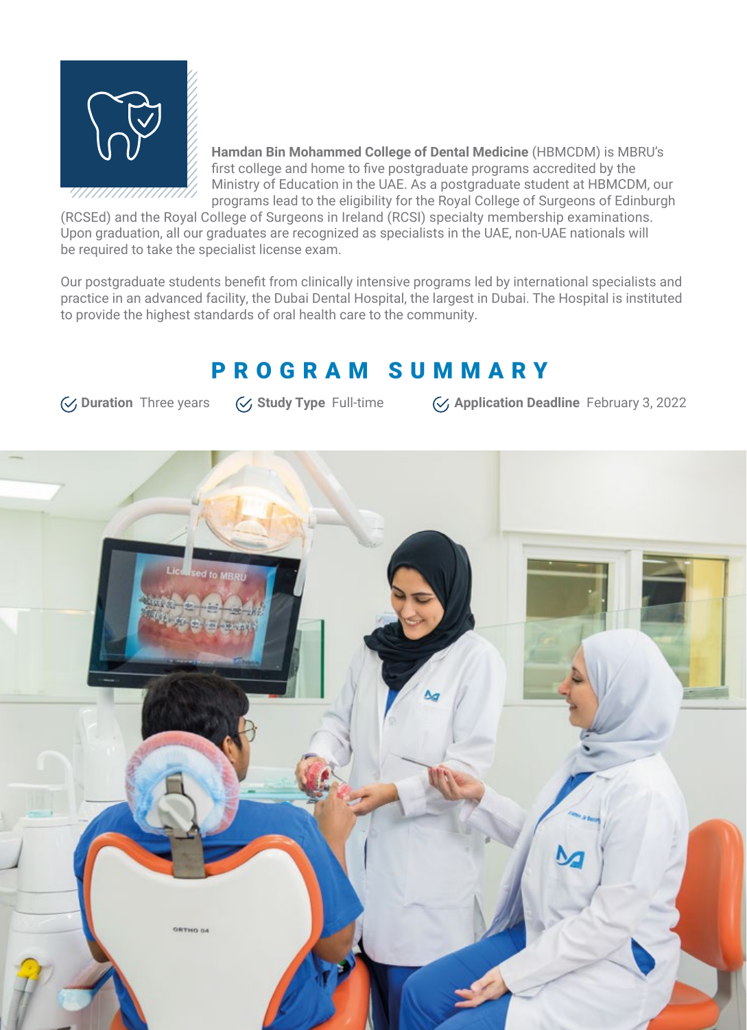**Hamdan Bin Mohammed College of Dental Medicine** (HBMCDM) is MBRU's first college and home to five postgraduate programs accredited by the Ministry of Education in the UAE. As a postgraduate student at HBMCDM, our programs lead to the eligibility for the Royal College of Surgeons of Edinburgh (RCSEd) and the Royal College of Surgeons in Ireland (RCSI) specialty membership examinations. Upon graduation, all our graduates are recognized as specialists in the UAE, non-UAE nationals will be required to take the specialist license exam.

Our postgraduate students benefit from clinically intensive programs led by international specialists and practice in an advanced facility, the Dubai Dental Hospital, the largest in Dubai. The Hospital is instituted to provide the highest standards of oral health care to the community.

## PROGRAM SUMMARY

- **Duration** Three years
- **Study Type** Full-time
- **Application Deadline** February 3, 2022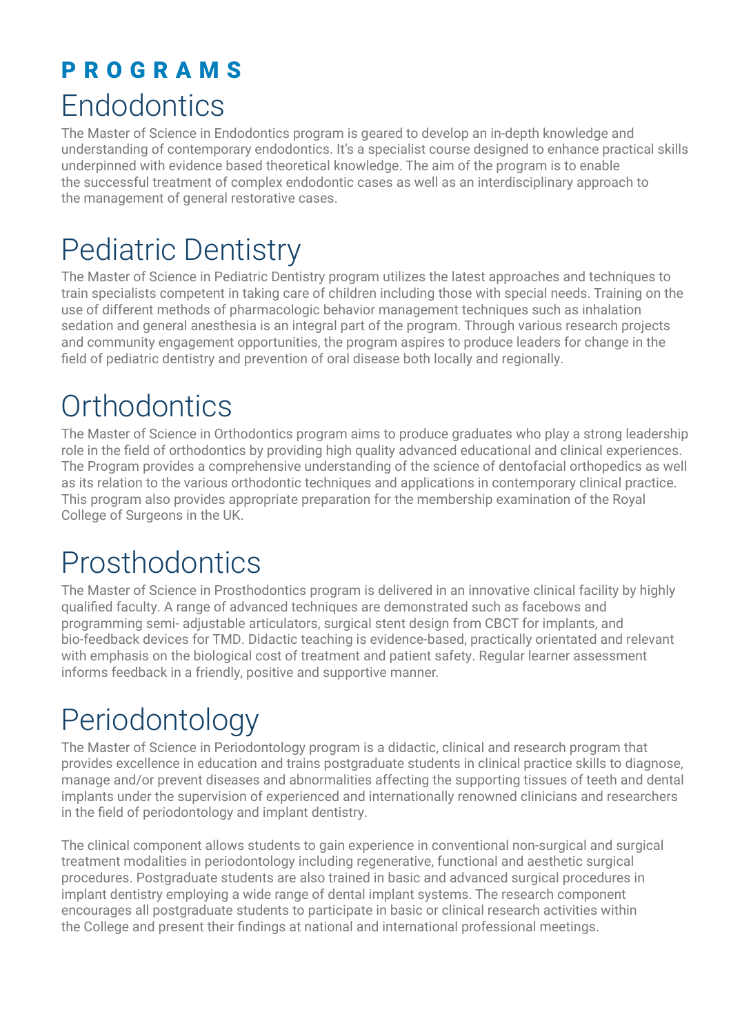# PROGRAMS

## Endodontics

The Master of Science in Endodontics program is geared to develop an in-depth knowledge and understanding of contemporary endodontics. It's a specialist course designed to enhance practical skills underpinned with evidence based theoretical knowledge. The aim of the program is to enable the successful treatment of complex endodontic cases as well as an interdisciplinary approach to the management of general restorative cases.

## Pediatric Dentistry

The Master of Science in Pediatric Dentistry program utilizes the latest approaches and techniques to train specialists competent in taking care of children including those with special needs. Training on the use of different methods of pharmacologic behavior management techniques such as inhalation sedation and general anesthesia is an integral part of the program. Through various research projects and community engagement opportunities, the program aspires to produce leaders for change in the field of pediatric dentistry and prevention of oral disease both locally and regionally.

## Orthodontics

The Master of Science in Orthodontics program aims to produce graduates who play a strong leadership role in the field of orthodontics by providing high quality advanced educational and clinical experiences. The Program provides a comprehensive understanding of the science of dentofacial orthopedics as well as its relation to the various orthodontic techniques and applications in contemporary clinical practice. This program also provides appropriate preparation for the membership examination of the Royal College of Surgeons in the UK.

## Prosthodontics

The Master of Science in Prosthodontics program is delivered in an innovative clinical facility by highly qualified faculty. A range of advanced techniques are demonstrated such as facebows and programming semi- adjustable articulators, surgical stent design from CBCT for implants, and bio-feedback devices for TMD. Didactic teaching is evidence-based, practically orientated and relevant with emphasis on the biological cost of treatment and patient safety. Regular learner assessment informs feedback in a friendly, positive and supportive manner.

## Periodontology

The Master of Science in Periodontology program is a didactic, clinical and research program that provides excellence in education and trains postgraduate students in clinical practice skills to diagnose, manage and/or prevent diseases and abnormalities affecting the supporting tissues of teeth and dental implants under the supervision of experienced and internationally renowned clinicians and researchers in the field of periodontology and implant dentistry.

The clinical component allows students to gain experience in conventional non-surgical and surgical treatment modalities in periodontology including regenerative, functional and aesthetic surgical procedures. Postgraduate students are also trained in basic and advanced surgical procedures in implant dentistry employing a wide range of dental implant systems. The research component encourages all postgraduate students to participate in basic or clinical research activities within the College and present their findings at national and international professional meetings.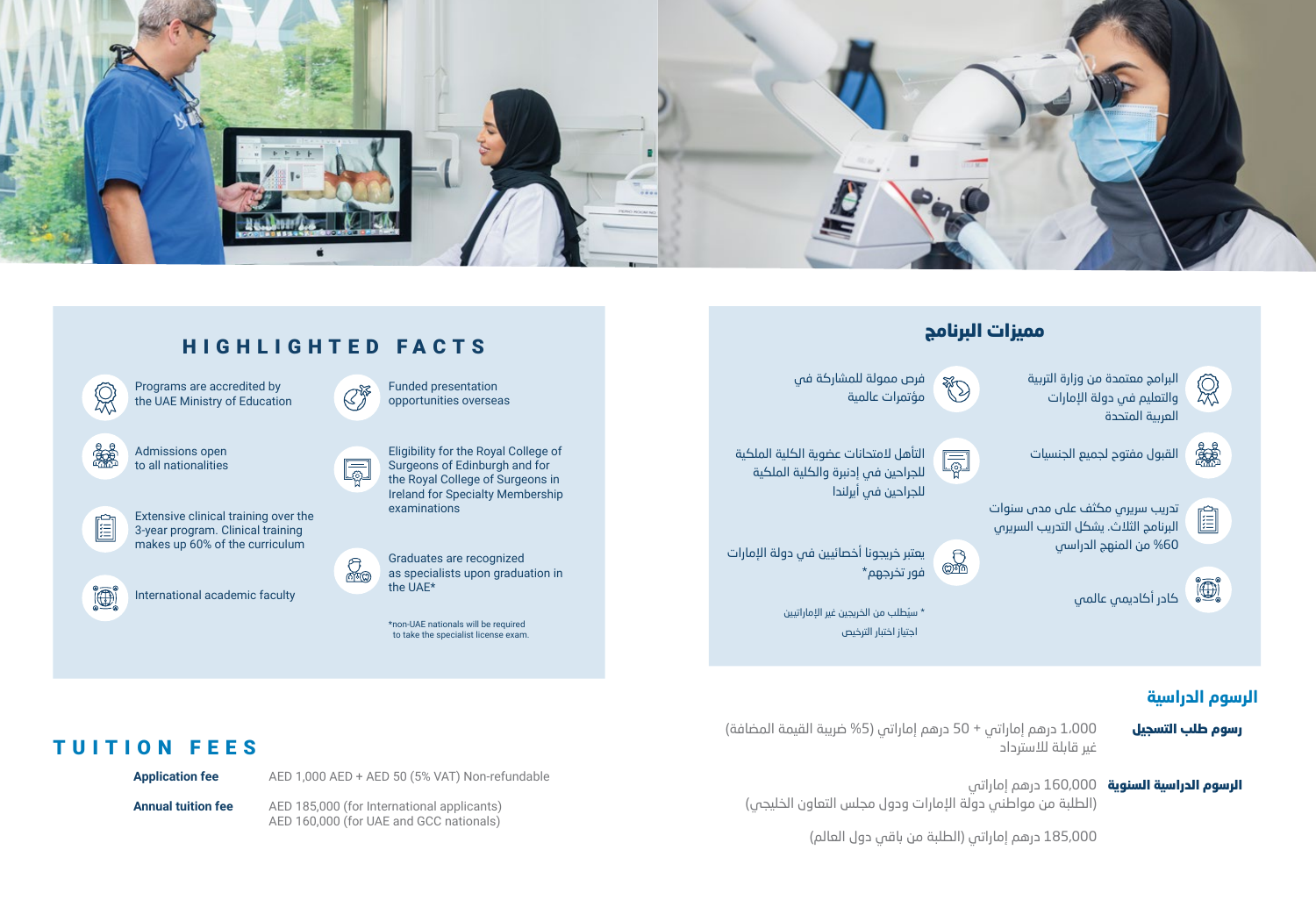## HIGHLIGHTED FACTS

- Programs are accredited by the UAE Ministry of Education
- Admissions open to all nationalities
- Extensive clinical training over the 3-year program. Clinical training makes up 60% of the curriculum
- International academic faculty
- Funded presentation opportunities overseas
- Eligibility for the Royal College of Surgeons of Edinburgh and for the Royal College of Surgeons in Ireland for Specialty Membership examinations
- Graduates are recognized as specialists upon graduation in the UAE*

*non-UAE nationals will be required to take the specialist license exam.

## TUITION FEES

| | |
|---|---|
| **Application fee** | AED 1,000 AED + AED 50 (5% VAT) Non-refundable |
| **Annual tuition fee** | AED 185,000 (for International applicants)<br>AED 160,000 (for UAE and GCC nationals) |

## مميزات البرنامج

- البرامج معتمدة من وزارة التربية والتعليم في دولة الإمارات العربية المتحدة
- القبول مفتوح لجميع الجنسيات
- تدريب سريري مكثف على مدى سنوات البرنامج الثلاث. يشكل التدريب السريري 60% من المنهج الدراسي
- كادر أكاديمي عالمي
- فرص ممولة للمشاركة في مؤتمرات عالمية
- التأهل لامتحانات عضوية الكلية الملكية للجراحين في إدنبرة والكلية الملكية للجراحين في أيرلندا
- يعتبر خريجونا أخصائيين في دولة الإمارات فور تخرجهم*

* سيُطلب من الخريجين غير الإماراتيين اجتياز اختبار الترخيص

## الرسوم الدراسية

| | |
|---|---|
| **رسوم طلب التسجيل** | 1.000 درهم إماراتي + 50 درهم إماراتي (5% ضريبة القيمة المضافة) غير قابلة للاسترداد |
| **الرسوم الدراسية السنوية** | 160,000 درهم إماراتي (الطلبة من مواطني دولة الإمارات ودول مجلس التعاون الخليجي)<br>185,000 درهم إماراتي (الطلبة من باقي دول العالم) |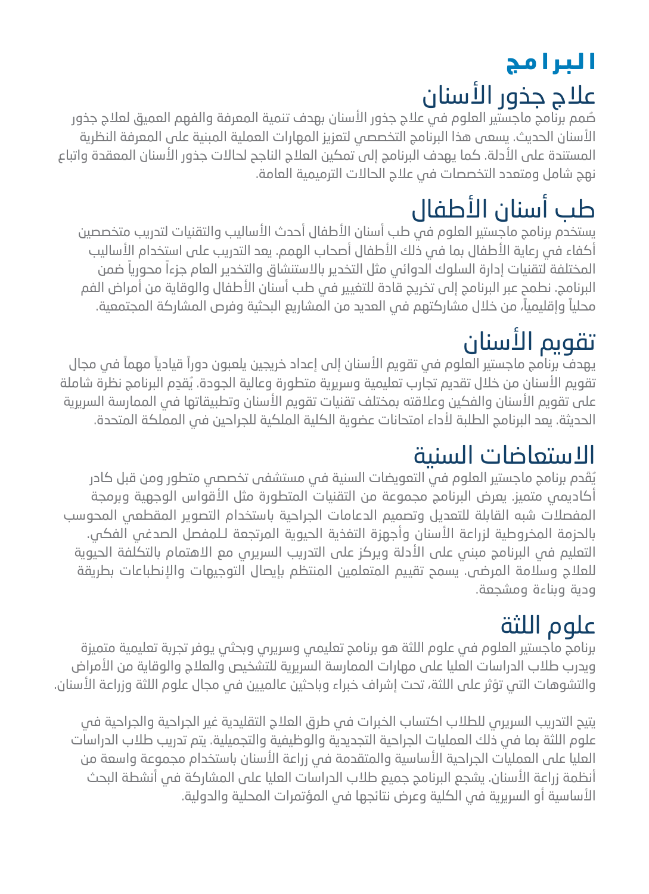# البرامج

## علاج جذور الأسنان

صُمم برنامج ماجستير العلوم في علاج جذور الأسنان بهدف تنمية المعرفة والفهم العميق لعلاج جذور الأسنان الحديث. يسعى هذا البرنامج التخصصي لتعزيز المهارات العملية المبنية على المعرفة النظرية المستندة على الأدلة. كما يهدف البرنامج إلى تمكين العلاج الناجح لحالات جذور الأسنان المعقدة واتباع نهج شامل ومتعدد التخصصات في علاج الحالات الترميمية العامة.

## طب أسنان الأطفال

يستخدم برنامج ماجستير العلوم في طب أسنان الأطفال أحدث الأساليب والتقنيات لتدريب متخصصين أكفاء في رعاية الأطفال بما في ذلك الأطفال أصحاب الهمم. يعد التدريب على استخدام الأساليب المختلفة لتقنيات إدارة السلوك الدوائي مثل التخدير بالاستنشاق والتخدير العام جزءاً محورياً ضمن البرنامج. نطمح عبر البرنامج إلى تخريج قادة للتغيير في طب أسنان الأطفال والوقاية من أمراض الفم محلياً وإقليمياً، من خلال مشاركتهم في العديد من المشاريع البحثية وفرص المشاركة المجتمعية.

## تقويم الأسنان

يهدف برنامج ماجستير العلوم في تقويم الأسنان إلى إعداد خريجين يلعبون دوراً قيادياً مهماً في مجال تقويم الأسنان من خلال تقديم تجارب تعليمية وسريرية متطورة وعالية الجودة. يُقدِم البرنامج نظرة شاملة على تقويم الأسنان والفكين وعلاقته بمختلف تقنيات تقويم الأسنان وتطبيقاتها في الممارسة السريرية الحديثة. يعد البرنامج الطلبة لأداء امتحانات عضوية الكلية الملكية للجراحين في المملكة المتحدة.

## الاستعاضات السنية

يُقدم برنامج ماجستير العلوم في التعويضات السنية في مستشفى تخصصي متطور ومن قبل كادر أكاديمي متميز. يعرض البرنامج مجموعة من التقنيات المتطورة مثل الأقواس الوجهية وبرمجة المفصلات شبه القابلة للتعديل وتصميم الدعامات الجراحية باستخدام التصوير المقطعي المحوسب بالحزمة المخروطية لزراعة الأسنان وأجهزة التغذية الحيوية المرتجعة لـلمفصل الصدغي الفكي. التعليم في البرنامج مبني على الأدلة ويركز على التدريب السريري مع الاهتمام بالتكلفة الحيوية للعلاج وسلامة المرضى. يسمح تقييم المتعلمين المنتظم بإيصال التوجيهات والإنطباعات بطريقة ودية وبناءة ومشجعة.

## علوم اللثة

برنامج ماجستير العلوم في علوم اللثة هو برنامج تعليمي وسريري وبحثي يوفر تجربة تعليمية متميزة ويدرب طلاب الدراسات العليا على مهارات الممارسة السريرية للتشخيص والعلاج والوقاية من الأمراض والتشوهات التي تؤثر على اللثة، تحت إشراف خبراء وباحثين عالميين في مجال علوم اللثة وزراعة الأسنان.

يتيح التدريب السريري للطلاب اكتساب الخبرات في طرق العلاج التقليدية غير الجراحية والجراحية في علوم اللثة بما في ذلك العمليات الجراحية التجديدية والوظيفية والتجميلية. يتم تدريب طلاب الدراسات العليا على العمليات الجراحية الأساسية والمتقدمة في زراعة الأسنان باستخدام مجموعة واسعة من أنظمة زراعة الأسنان. يشجع البرنامج جميع طلاب الدراسات العليا على المشاركة في أنشطة البحث الأساسية أو السريرية في الكلية وعرض نتائجها في المؤتمرات المحلية والدولية.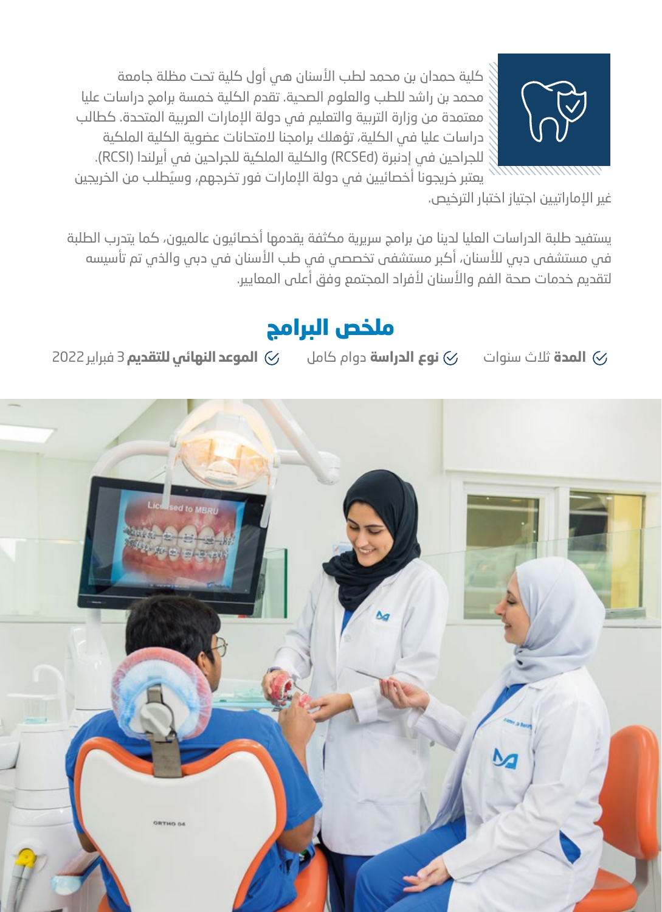كلية حمدان بن محمد لطب الأسنان هي أول كلية تحت مظلة جامعة محمد بن راشد للطب والعلوم الصحية. تقدم الكلية خمسة برامج دراسات عليا معتمدة من وزارة التربية والتعليم في دولة الإمارات العربية المتحدة. كطالب دراسات عليا في الكلية، تؤهلك برامجنا لامتحانات عضوية الكلية الملكية للجراحين في إدنبرة (RCSEd) والكلية الملكية للجراحين في أيرلندا (RCSI). يعتبر خريجونا أخصائيين في دولة الإمارات فور تخرجهم، وسيُطلب من الخريجين غير الإماراتيين اجتياز اختبار الترخيص.

يستفيد طلبة الدراسات العليا لدينا من برامج سريرية مكثفة يقدمها أخصائيون عالميون، كما يتدرب الطلبة في مستشفى دبي للأسنان، أكبر مستشفى تخصصي في طب الأسنان في دبي والذي تم تأسيسه لتقديم خدمات صحة الفم والأسنان لأفراد المجتمع وفق أعلى المعايير.

## ملخص البرامج

- **المدة** ثلاث سنوات
- **نوع الدراسة** دوام كامل
- **الموعد النهائي للتقديم** 3 فبراير 2022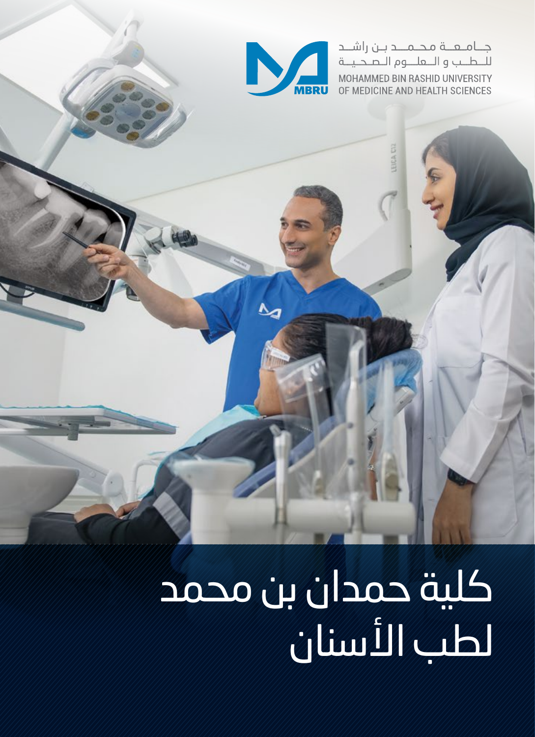جامعة محمد بن راشد
للطب و العلوم الصحية

MOHAMMED BIN RASHID UNIVERSITY
OF MEDICINE AND HEALTH SCIENCES

# كلية حمدان بن محمد لطب الأسنان